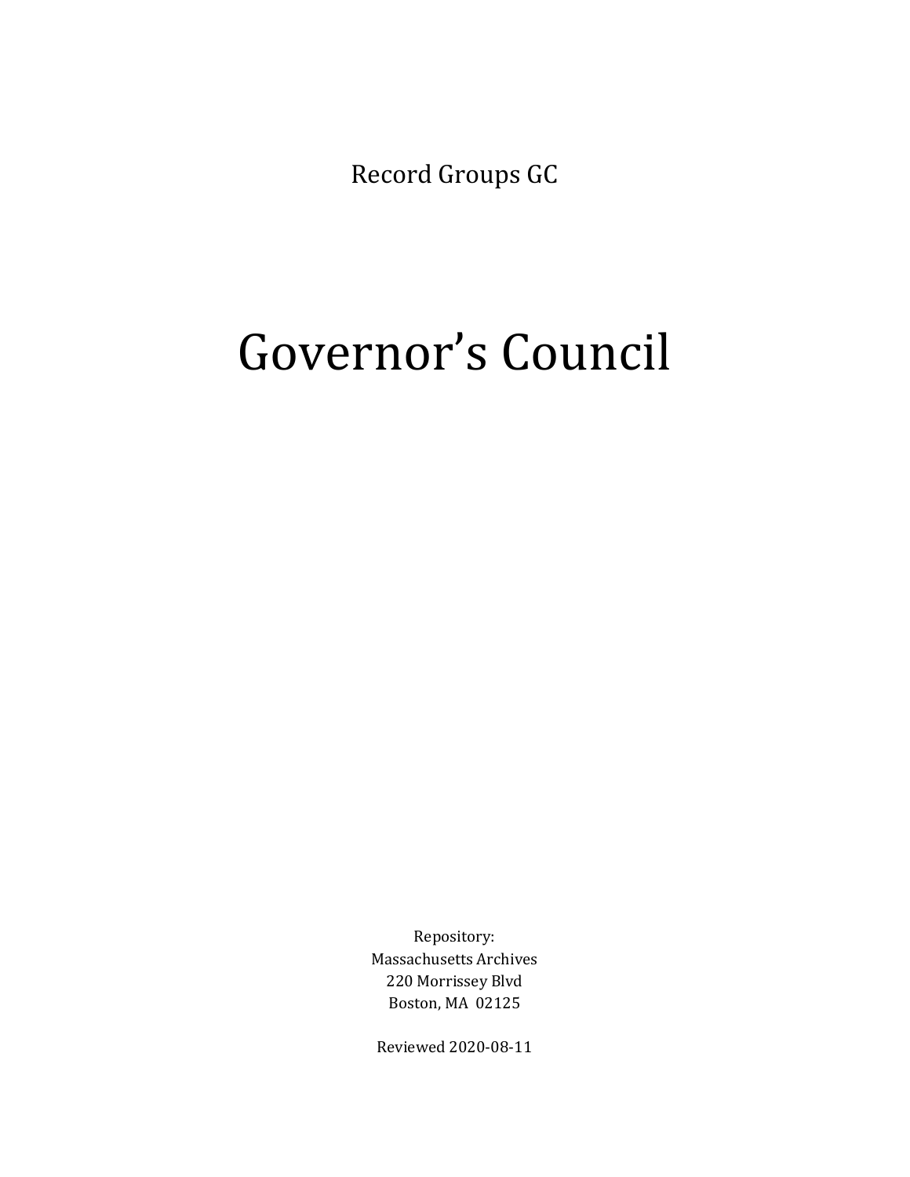Record Groups GC

# Governor's Council

Repository:
Massachusetts Archives
220 Morrissey Blvd
Boston, MA 02125

Reviewed 2020-08-11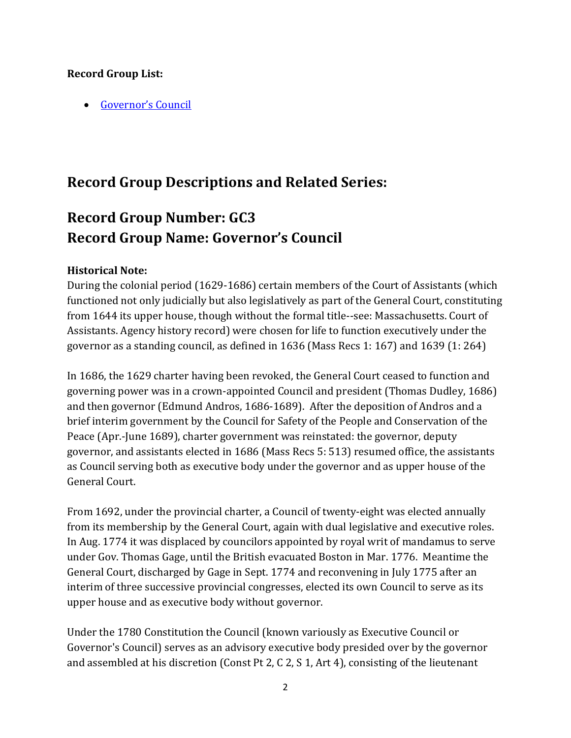**Record Group List:**

- [Governor's Council]

# Record Group Descriptions and Related Series:

# Record Group Number: GC3
# Record Group Name: Governor's Council

**Historical Note:**
During the colonial period (1629-1686) certain members of the Court of Assistants (which functioned not only judicially but also legislatively as part of the General Court, constituting from 1644 its upper house, though without the formal title--see: Massachusetts. Court of Assistants. Agency history record) were chosen for life to function executively under the governor as a standing council, as defined in 1636 (Mass Recs 1: 167) and 1639 (1: 264)

In 1686, the 1629 charter having been revoked, the General Court ceased to function and governing power was in a crown-appointed Council and president (Thomas Dudley, 1686) and then governor (Edmund Andros, 1686-1689). After the deposition of Andros and a brief interim government by the Council for Safety of the People and Conservation of the Peace (Apr.-June 1689), charter government was reinstated: the governor, deputy governor, and assistants elected in 1686 (Mass Recs 5: 513) resumed office, the assistants as Council serving both as executive body under the governor and as upper house of the General Court.

From 1692, under the provincial charter, a Council of twenty-eight was elected annually from its membership by the General Court, again with dual legislative and executive roles. In Aug. 1774 it was displaced by councilors appointed by royal writ of mandamus to serve under Gov. Thomas Gage, until the British evacuated Boston in Mar. 1776. Meantime the General Court, discharged by Gage in Sept. 1774 and reconvening in July 1775 after an interim of three successive provincial congresses, elected its own Council to serve as its upper house and as executive body without governor.

Under the 1780 Constitution the Council (known variously as Executive Council or Governor's Council) serves as an advisory executive body presided over by the governor and assembled at his discretion (Const Pt 2, C 2, S 1, Art 4), consisting of the lieutenant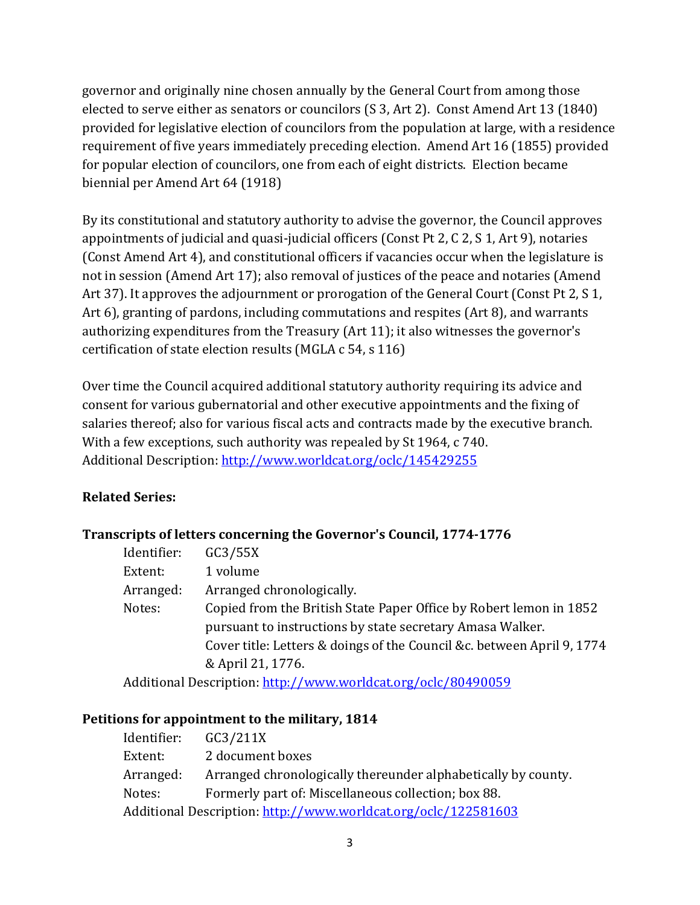governor and originally nine chosen annually by the General Court from among those elected to serve either as senators or councilors (S 3, Art 2). Const Amend Art 13 (1840) provided for legislative election of councilors from the population at large, with a residence requirement of five years immediately preceding election. Amend Art 16 (1855) provided for popular election of councilors, one from each of eight districts. Election became biennial per Amend Art 64 (1918)

By its constitutional and statutory authority to advise the governor, the Council approves appointments of judicial and quasi-judicial officers (Const Pt 2, C 2, S 1, Art 9), notaries (Const Amend Art 4), and constitutional officers if vacancies occur when the legislature is not in session (Amend Art 17); also removal of justices of the peace and notaries (Amend Art 37). It approves the adjournment or prorogation of the General Court (Const Pt 2, S 1, Art 6), granting of pardons, including commutations and respites (Art 8), and warrants authorizing expenditures from the Treasury (Art 11); it also witnesses the governor's certification of state election results (MGLA c 54, s 116)

Over time the Council acquired additional statutory authority requiring its advice and consent for various gubernatorial and other executive appointments and the fixing of salaries thereof; also for various fiscal acts and contracts made by the executive branch. With a few exceptions, such authority was repealed by St 1964, c 740.
Additional Description: http://www.worldcat.org/oclc/145429255

**Related Series:**

**Transcripts of letters concerning the Governor's Council, 1774-1776**

Identifier: GC3/55X
Extent: 1 volume
Arranged: Arranged chronologically.
Notes: Copied from the British State Paper Office by Robert lemon in 1852 pursuant to instructions by state secretary Amasa Walker.
Cover title: Letters & doings of the Council &c. between April 9, 1774 & April 21, 1776.
Additional Description: http://www.worldcat.org/oclc/80490059

**Petitions for appointment to the military, 1814**

Identifier: GC3/211X
Extent: 2 document boxes
Arranged: Arranged chronologically thereunder alphabetically by county.
Notes: Formerly part of: Miscellaneous collection; box 88.
Additional Description: http://www.worldcat.org/oclc/122581603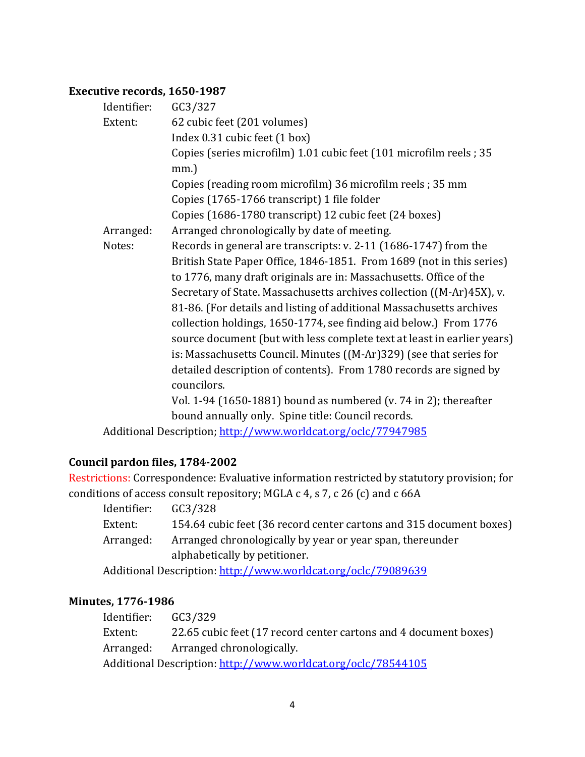**Executive records, 1650-1987**

Identifier: GC3/327

Extent: 62 cubic feet (201 volumes)
Index 0.31 cubic feet (1 box)
Copies (series microfilm) 1.01 cubic feet (101 microfilm reels ; 35 mm.)
Copies (reading room microfilm) 36 microfilm reels ; 35 mm
Copies (1765-1766 transcript) 1 file folder
Copies (1686-1780 transcript) 12 cubic feet (24 boxes)

Arranged: Arranged chronologically by date of meeting.

Notes: Records in general are transcripts: v. 2-11 (1686-1747) from the British State Paper Office, 1846-1851. From 1689 (not in this series) to 1776, many draft originals are in: Massachusetts. Office of the Secretary of State. Massachusetts archives collection ((M-Ar)45X), v. 81-86. (For details and listing of additional Massachusetts archives collection holdings, 1650-1774, see finding aid below.) From 1776 source document (but with less complete text at least in earlier years) is: Massachusetts Council. Minutes ((M-Ar)329) (see that series for detailed description of contents). From 1780 records are signed by councilors.
Vol. 1-94 (1650-1881) bound as numbered (v. 74 in 2); thereafter bound annually only. Spine title: Council records.

Additional Description; http://www.worldcat.org/oclc/77947985

**Council pardon files, 1784-2002**

Restrictions: Correspondence: Evaluative information restricted by statutory provision; for conditions of access consult repository; MGLA c 4, s 7, c 26 (c) and c 66A

Identifier: GC3/328

Extent: 154.64 cubic feet (36 record center cartons and 315 document boxes)

Arranged: Arranged chronologically by year or year span, thereunder alphabetically by petitioner.

Additional Description: http://www.worldcat.org/oclc/79089639

**Minutes, 1776-1986**

Identifier: GC3/329

Extent: 22.65 cubic feet (17 record center cartons and 4 document boxes)

Arranged: Arranged chronologically.

Additional Description: http://www.worldcat.org/oclc/78544105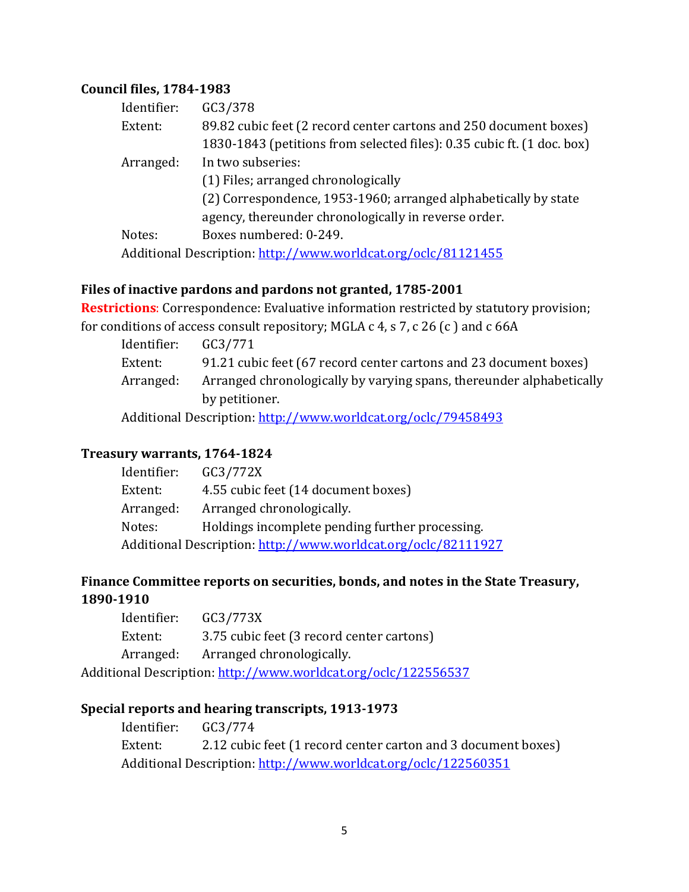**Council files, 1784-1983**

Identifier: GC3/378
Extent: 89.82 cubic feet (2 record center cartons and 250 document boxes)
1830-1843 (petitions from selected files): 0.35 cubic ft. (1 doc. box)
Arranged: In two subseries:
(1) Files; arranged chronologically
(2) Correspondence, 1953-1960; arranged alphabetically by state agency, thereunder chronologically in reverse order.
Notes: Boxes numbered: 0-249.
Additional Description: [http://www.worldcat.org/oclc/81121455](http://www.worldcat.org/oclc/81121455)

**Files of inactive pardons and pardons not granted, 1785-2001**

**Restrictions**: Correspondence: Evaluative information restricted by statutory provision; for conditions of access consult repository; MGLA c 4, s 7, c 26 (c ) and c 66A

Identifier: GC3/771
Extent: 91.21 cubic feet (67 record center cartons and 23 document boxes)
Arranged: Arranged chronologically by varying spans, thereunder alphabetically by petitioner.
Additional Description: [http://www.worldcat.org/oclc/79458493](http://www.worldcat.org/oclc/79458493)

**Treasury warrants, 1764-1824**

Identifier: GC3/772X
Extent: 4.55 cubic feet (14 document boxes)
Arranged: Arranged chronologically.
Notes: Holdings incomplete pending further processing.
Additional Description: [http://www.worldcat.org/oclc/82111927](http://www.worldcat.org/oclc/82111927)

**Finance Committee reports on securities, bonds, and notes in the State Treasury, 1890-1910**

Identifier: GC3/773X
Extent: 3.75 cubic feet (3 record center cartons)
Arranged: Arranged chronologically.
Additional Description: [http://www.worldcat.org/oclc/122556537](http://www.worldcat.org/oclc/122556537)

**Special reports and hearing transcripts, 1913-1973**

Identifier: GC3/774
Extent: 2.12 cubic feet (1 record center carton and 3 document boxes)
Additional Description: [http://www.worldcat.org/oclc/122560351](http://www.worldcat.org/oclc/122560351)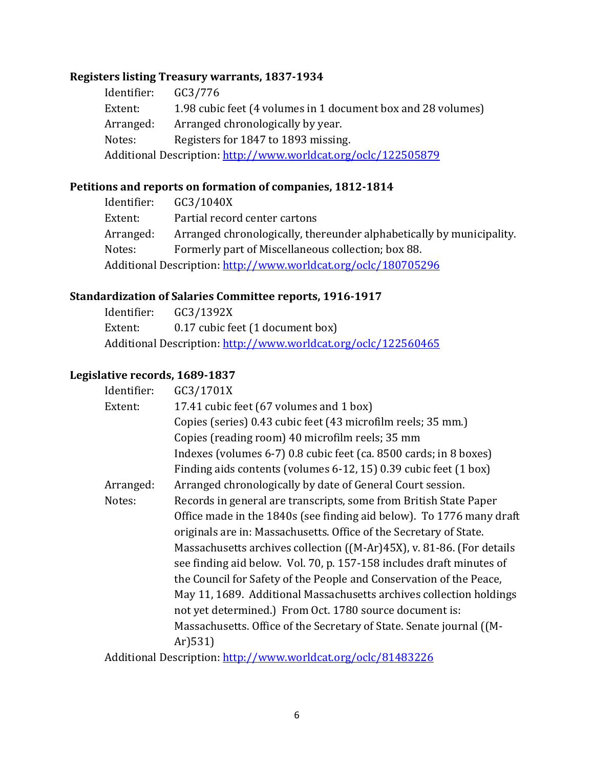**Registers listing Treasury warrants, 1837-1934**

Identifier: GC3/776
Extent: 1.98 cubic feet (4 volumes in 1 document box and 28 volumes)
Arranged: Arranged chronologically by year.
Notes: Registers for 1847 to 1893 missing.
Additional Description: http://www.worldcat.org/oclc/122505879

**Petitions and reports on formation of companies, 1812-1814**

Identifier: GC3/1040X
Extent: Partial record center cartons
Arranged: Arranged chronologically, thereunder alphabetically by municipality.
Notes: Formerly part of Miscellaneous collection; box 88.
Additional Description: http://www.worldcat.org/oclc/180705296

**Standardization of Salaries Committee reports, 1916-1917**

Identifier: GC3/1392X
Extent: 0.17 cubic feet (1 document box)
Additional Description: http://www.worldcat.org/oclc/122560465

**Legislative records, 1689-1837**

Identifier: GC3/1701X
Extent: 17.41 cubic feet (67 volumes and 1 box)
Copies (series) 0.43 cubic feet (43 microfilm reels; 35 mm.)
Copies (reading room) 40 microfilm reels; 35 mm
Indexes (volumes 6-7) 0.8 cubic feet (ca. 8500 cards; in 8 boxes)
Finding aids contents (volumes 6-12, 15) 0.39 cubic feet (1 box)
Arranged: Arranged chronologically by date of General Court session.
Notes: Records in general are transcripts, some from British State Paper Office made in the 1840s (see finding aid below). To 1776 many draft originals are in: Massachusetts. Office of the Secretary of State. Massachusetts archives collection ((M-Ar)45X), v. 81-86. (For details see finding aid below. Vol. 70, p. 157-158 includes draft minutes of the Council for Safety of the People and Conservation of the Peace, May 11, 1689. Additional Massachusetts archives collection holdings not yet determined.) From Oct. 1780 source document is: Massachusetts. Office of the Secretary of State. Senate journal ((M-Ar)531)
Additional Description: http://www.worldcat.org/oclc/81483226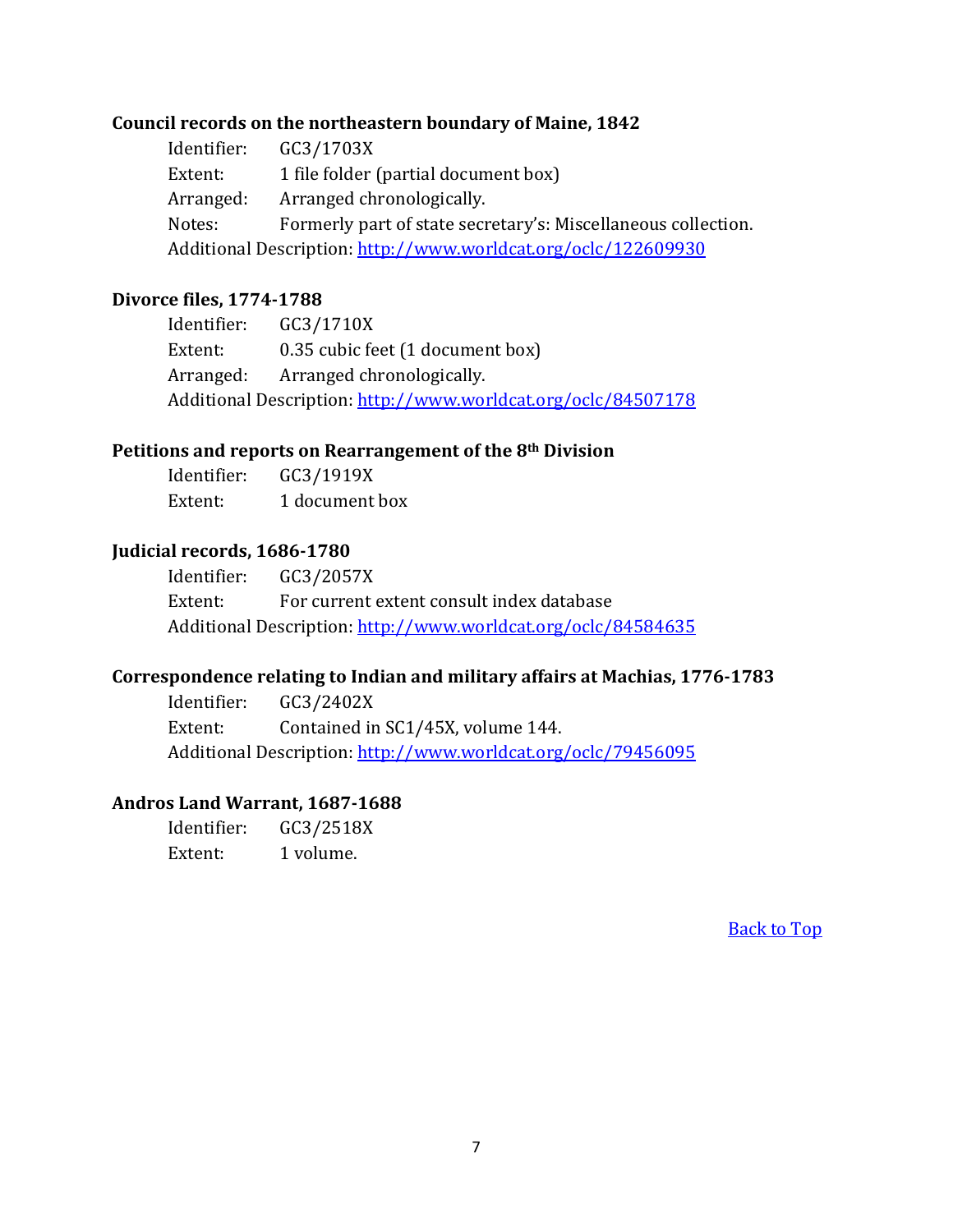**Council records on the northeastern boundary of Maine, 1842**

Identifier: GC3/1703X
Extent: 1 file folder (partial document box)
Arranged: Arranged chronologically.
Notes: Formerly part of state secretary's: Miscellaneous collection.
Additional Description: [http://www.worldcat.org/oclc/122609930](http://www.worldcat.org/oclc/122609930)

**Divorce files, 1774-1788**

Identifier: GC3/1710X
Extent: 0.35 cubic feet (1 document box)
Arranged: Arranged chronologically.
Additional Description: [http://www.worldcat.org/oclc/84507178](http://www.worldcat.org/oclc/84507178)

**Petitions and reports on Rearrangement of the 8th Division**

Identifier: GC3/1919X
Extent: 1 document box

**Judicial records, 1686-1780**

Identifier: GC3/2057X
Extent: For current extent consult index database
Additional Description: [http://www.worldcat.org/oclc/84584635](http://www.worldcat.org/oclc/84584635)

**Correspondence relating to Indian and military affairs at Machias, 1776-1783**

Identifier: GC3/2402X
Extent: Contained in SC1/45X, volume 144.
Additional Description: [http://www.worldcat.org/oclc/79456095](http://www.worldcat.org/oclc/79456095)

**Andros Land Warrant, 1687-1688**

Identifier: GC3/2518X
Extent: 1 volume.

Back to Top